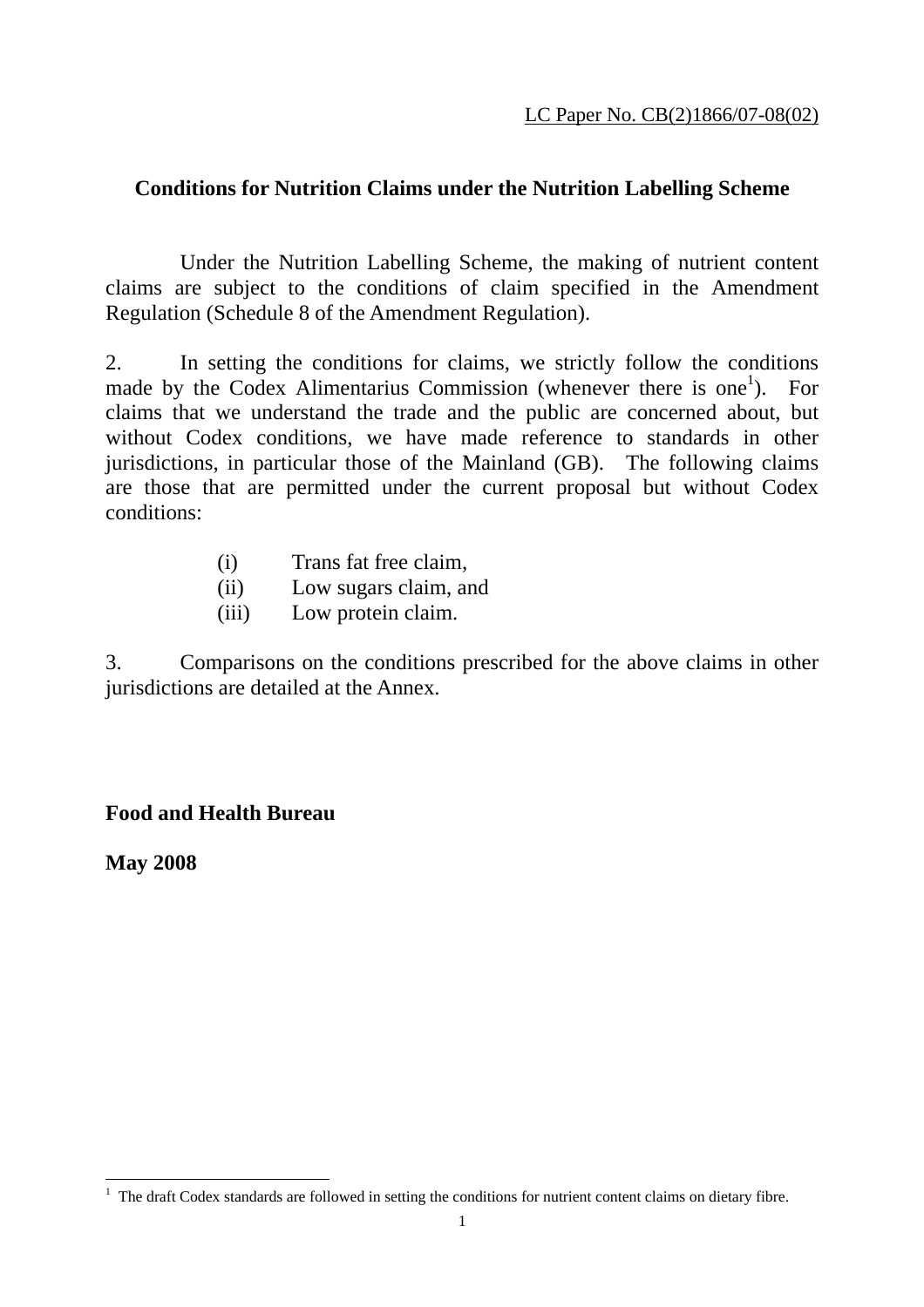LC Paper No. CB(2)1866/07-08(02)

## Conditions for Nutrition Claims under the Nutrition Labelling Scheme

Under the Nutrition Labelling Scheme, the making of nutrient content claims are subject to the conditions of claim specified in the Amendment Regulation (Schedule 8 of the Amendment Regulation).

2. In setting the conditions for claims, we strictly follow the conditions made by the Codex Alimentarius Commission (whenever there is one[1]). For claims that we understand the trade and the public are concerned about, but without Codex conditions, we have made reference to standards in other jurisdictions, in particular those of the Mainland (GB). The following claims are those that are permitted under the current proposal but without Codex conditions:

(i) Trans fat free claim,
(ii) Low sugars claim, and
(iii) Low protein claim.

3. Comparisons on the conditions prescribed for the above claims in other jurisdictions are detailed at the Annex.

**Food and Health Bureau**

**May 2008**

[1] The draft Codex standards are followed in setting the conditions for nutrient content claims on dietary fibre.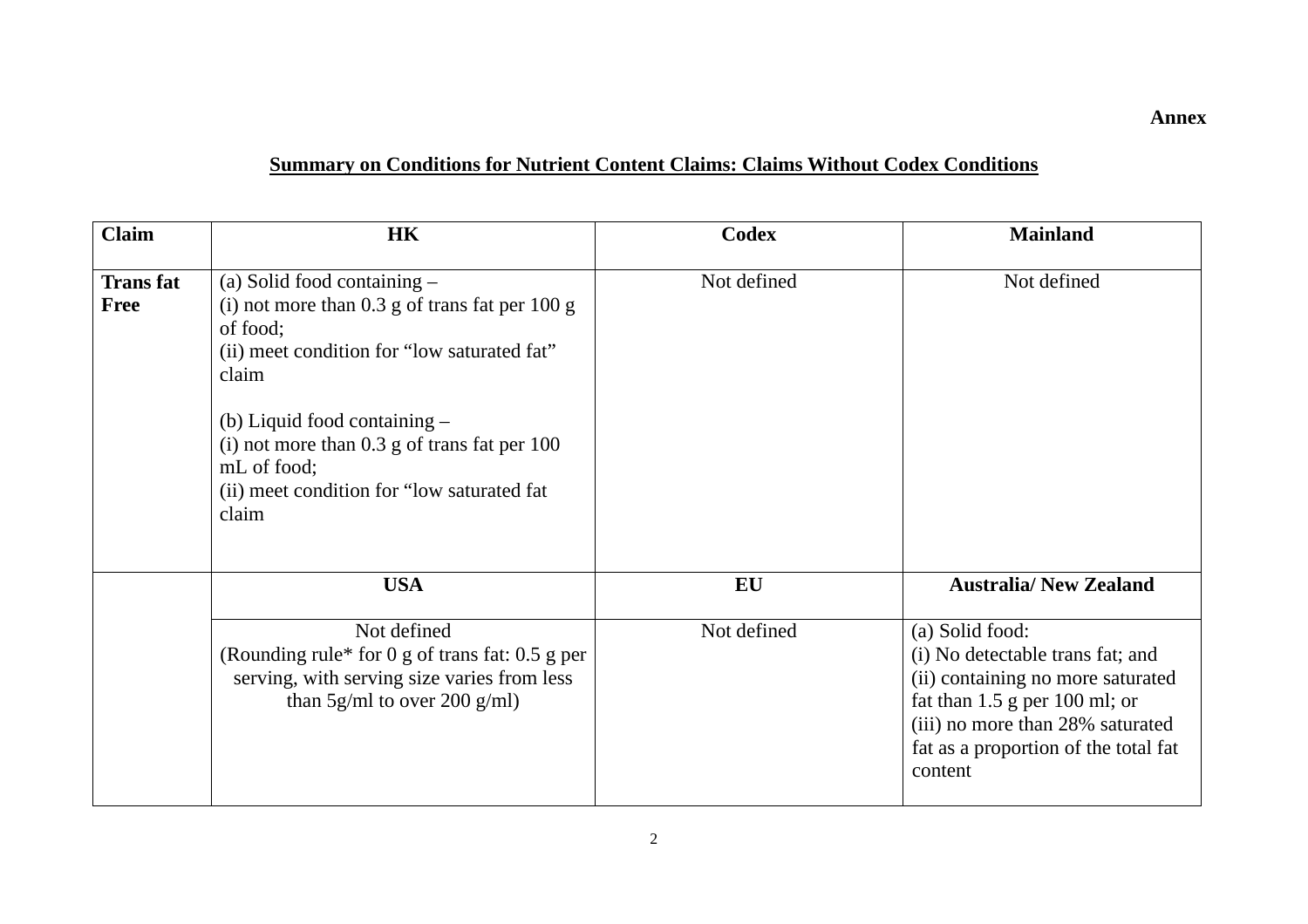**Annex**

## Summary on Conditions for Nutrient Content Claims: Claims Without Codex Conditions

| Claim | HK | Codex | Mainland |
|---|---|---|---|
| **Trans fat Free** | (a) Solid food containing –<br>(i) not more than 0.3 g of trans fat per 100 g of food;<br>(ii) meet condition for “low saturated fat” claim<br><br>(b) Liquid food containing –<br>(i) not more than 0.3 g of trans fat per 100 mL of food;<br>(ii) meet condition for “low saturated fat claim | Not defined | Not defined |
| | **USA** | **EU** | **Australia/ New Zealand** |
| | Not defined<br>(Rounding rule* for 0 g of trans fat: 0.5 g per serving, with serving size varies from less than 5g/ml to over 200 g/ml) | Not defined | (a) Solid food:<br>(i) No detectable trans fat; and<br>(ii) containing no more saturated fat than 1.5 g per 100 ml; or<br>(iii) no more than 28% saturated fat as a proportion of the total fat content |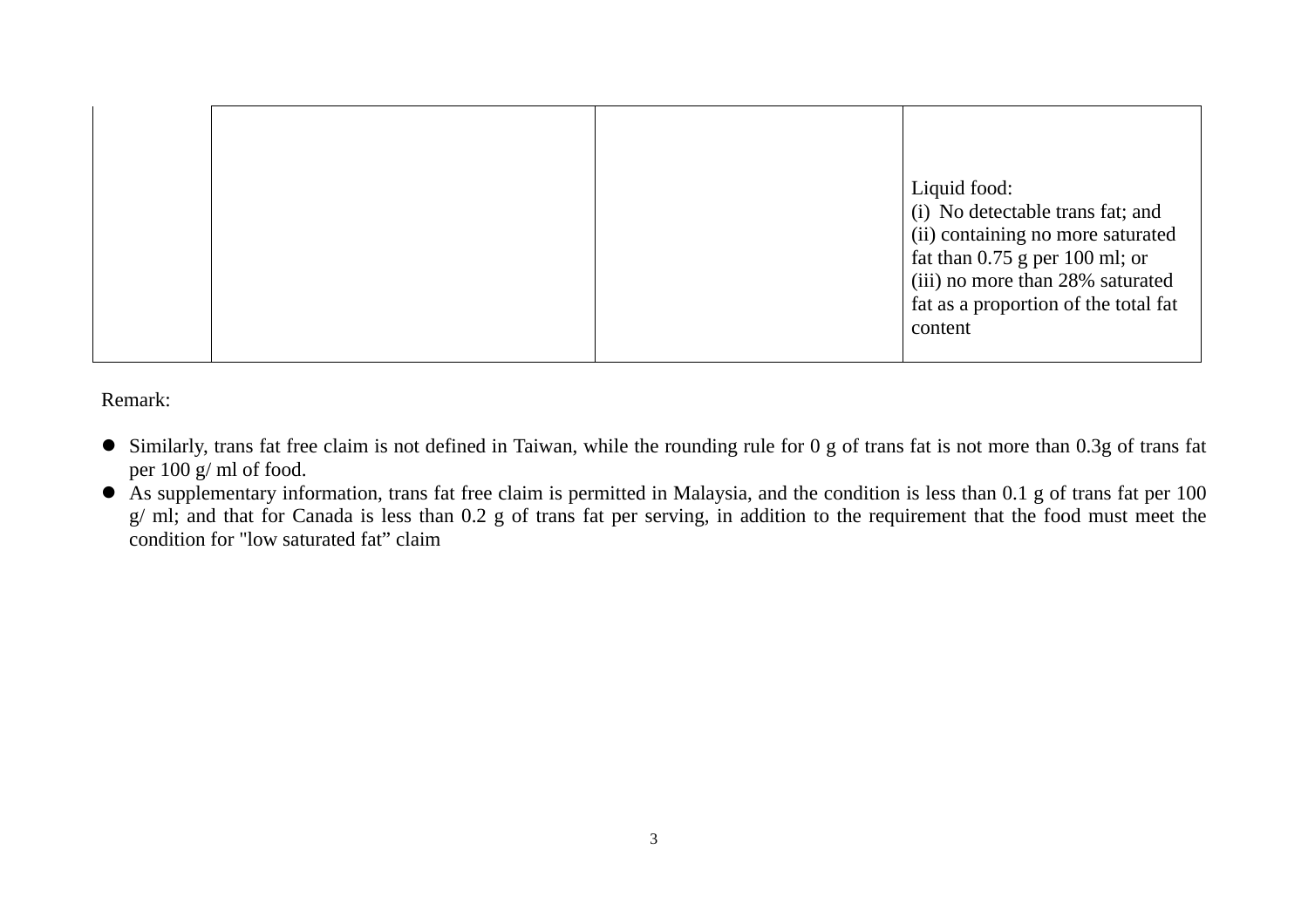| | | | |
|---|---|---|---|
| | | | Liquid food:<br>(i) No detectable trans fat; and<br>(ii) containing no more saturated fat than 0.75 g per 100 ml; or<br>(iii) no more than 28% saturated fat as a proportion of the total fat content |

Remark:

- Similarly, trans fat free claim is not defined in Taiwan, while the rounding rule for 0 g of trans fat is not more than 0.3g of trans fat per 100 g/ ml of food.
- As supplementary information, trans fat free claim is permitted in Malaysia, and the condition is less than 0.1 g of trans fat per 100 g/ ml; and that for Canada is less than 0.2 g of trans fat per serving, in addition to the requirement that the food must meet the condition for "low saturated fat" claim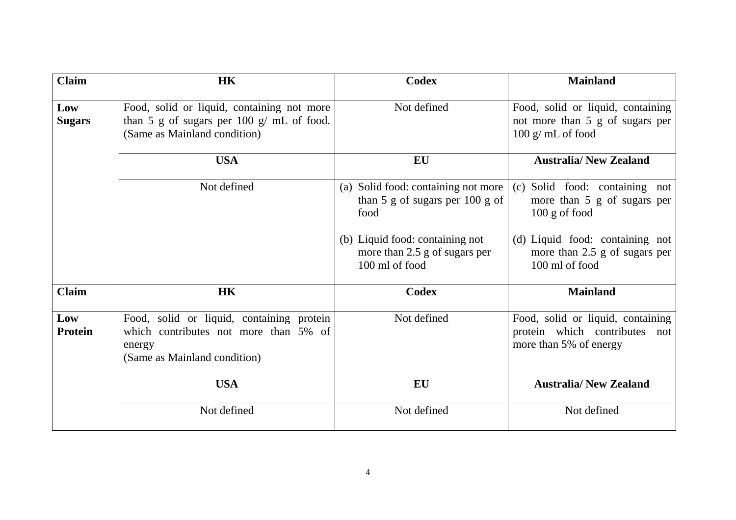| Claim | HK | Codex | Mainland |
|---|---|---|---|
| **Low Sugars** | Food, solid or liquid, containing not more than 5 g of sugars per 100 g/ mL of food. (Same as Mainland condition) | Not defined | Food, solid or liquid, containing not more than 5 g of sugars per 100 g/ mL of food |
| | **USA** | **EU** | **Australia/ New Zealand** |
| | Not defined | (a) Solid food: containing not more than 5 g of sugars per 100 g of food<br><br>(b) Liquid food: containing not more than 2.5 g of sugars per 100 ml of food | (c) Solid food: containing not more than 5 g of sugars per 100 g of food<br><br>(d) Liquid food: containing not more than 2.5 g of sugars per 100 ml of food |
| **Claim** | **HK** | **Codex** | **Mainland** |
| **Low Protein** | Food, solid or liquid, containing protein which contributes not more than 5% of energy<br>(Same as Mainland condition) | Not defined | Food, solid or liquid, containing protein which contributes not more than 5% of energy |
| | **USA** | **EU** | **Australia/ New Zealand** |
| | Not defined | Not defined | Not defined |